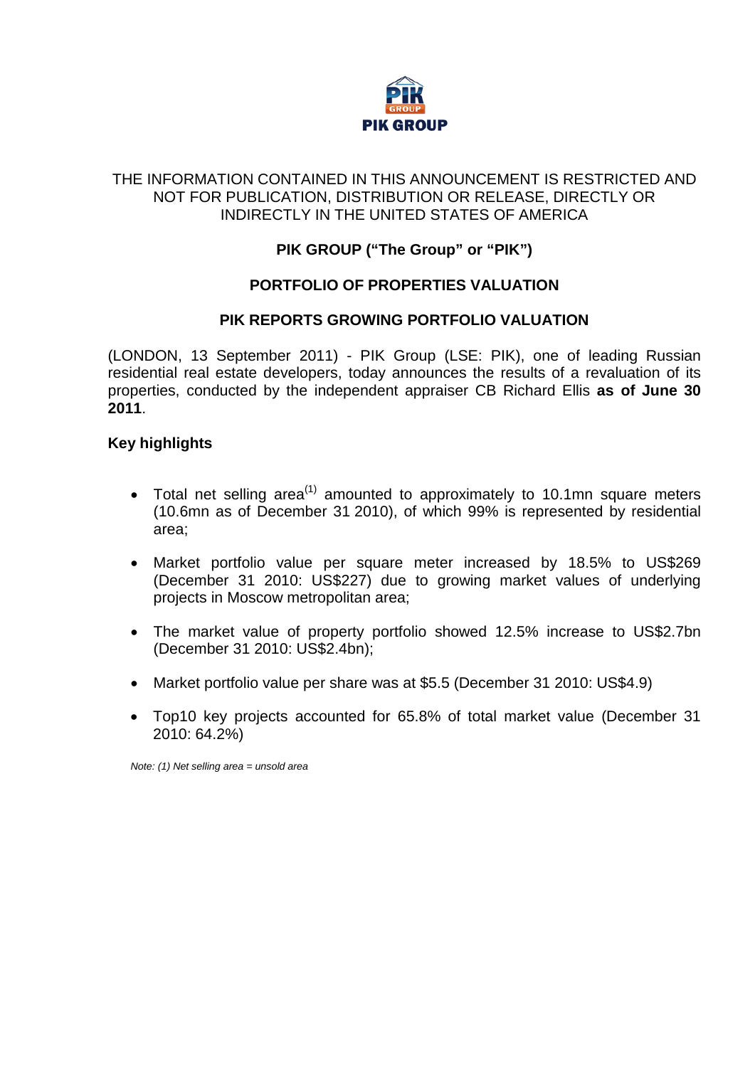THE INFORMATION CONTAINED IN THIS ANNOUNCEMENT IS RESTRICTED AND NOT FOR PUBLICATION, DISTRIBUTION OR RELEASE, DIRECTLY OR INDIRECTLY IN THE UNITED STATES OF AMERICA

**PIK GROUP ("The Group" or "PIK")**

**PORTFOLIO OF PROPERTIES VALUATION**

**PIK REPORTS GROWING PORTFOLIO VALUATION**

(LONDON, 13 September 2011) - PIK Group (LSE: PIK), one of leading Russian residential real estate developers, today announces the results of a revaluation of its properties, conducted by the independent appraiser CB Richard Ellis **as of June 30 2011**.

**Key highlights**

- Total net selling area[(1)] amounted to approximately to 10.1mn square meters (10.6mn as of December 31 2010), of which 99% is represented by residential area;
- Market portfolio value per square meter increased by 18.5% to US$269 (December 31 2010: US$227) due to growing market values of underlying projects in Moscow metropolitan area;
- The market value of property portfolio showed 12.5% increase to US$2.7bn (December 31 2010: US$2.4bn);
- Market portfolio value per share was at $5.5 (December 31 2010: US$4.9)
- Top10 key projects accounted for 65.8% of total market value (December 31 2010: 64.2%)

*Note: (1) Net selling area = unsold area*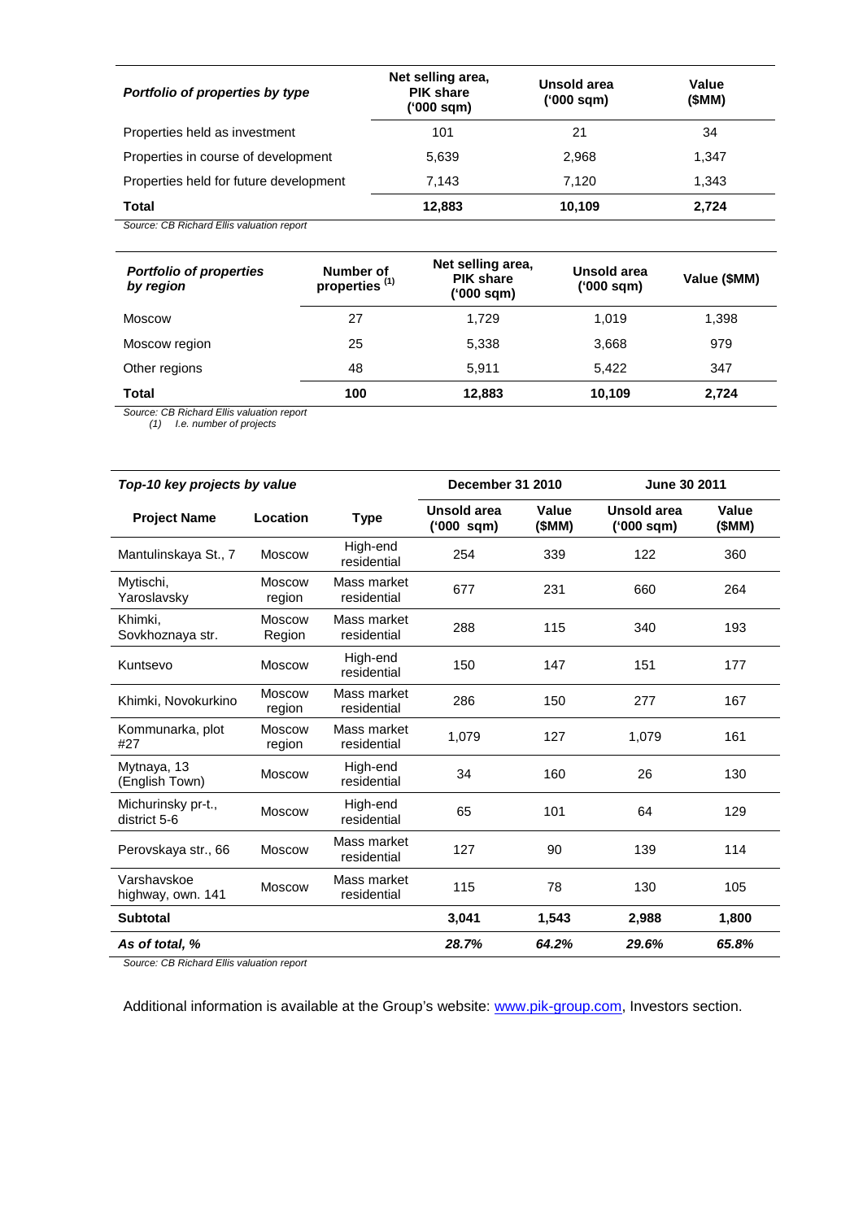| *Portfolio of properties by type* | Net selling area, PIK share ('000 sqm) | Unsold area ('000 sqm) | Value ($MM) |
|---|---|---|---|
| Properties held as investment | 101 | 21 | 34 |
| Properties in course of development | 5,639 | 2,968 | 1,347 |
| Properties held for future development | 7,143 | 7,120 | 1,343 |
| **Total** | **12,883** | **10,109** | **2,724** |

*Source: CB Richard Ellis valuation report*

| *Portfolio of properties by region* | Number of properties [1] | Net selling area, PIK share ('000 sqm) | Unsold area ('000 sqm) | Value ($MM) |
|---|---|---|---|---|
| Moscow | 27 | 1,729 | 1,019 | 1,398 |
| Moscow region | 25 | 5,338 | 3,668 | 979 |
| Other regions | 48 | 5,911 | 5,422 | 347 |
| **Total** | **100** | **12,883** | **10,109** | **2,724** |

*Source: CB Richard Ellis valuation report*
*(1) I.e. number of projects*

| *Top-10 key projects by value* | | | December 31 2010 | | June 30 2011 | |
|---|---|---|---|---|---|---|
| **Project Name** | **Location** | **Type** | **Unsold area ('000 sqm)** | **Value ($MM)** | **Unsold area ('000 sqm)** | **Value ($MM)** |
| Mantulinskaya St., 7 | Moscow | High-end residential | 254 | 339 | 122 | 360 |
| Mytischi, Yaroslavsky | Moscow region | Mass market residential | 677 | 231 | 660 | 264 |
| Khimki, Sovkhoznaya str. | Moscow Region | Mass market residential | 288 | 115 | 340 | 193 |
| Kuntsevo | Moscow | High-end residential | 150 | 147 | 151 | 177 |
| Khimki, Novokurkino | Moscow region | Mass market residential | 286 | 150 | 277 | 167 |
| Kommunarka, plot #27 | Moscow region | Mass market residential | 1,079 | 127 | 1,079 | 161 |
| Mytnaya, 13 (English Town) | Moscow | High-end residential | 34 | 160 | 26 | 130 |
| Michurinsky pr-t., district 5-6 | Moscow | High-end residential | 65 | 101 | 64 | 129 |
| Perovskaya str., 66 | Moscow | Mass market residential | 127 | 90 | 139 | 114 |
| Varshavskoe highway, own. 141 | Moscow | Mass market residential | 115 | 78 | 130 | 105 |
| **Subtotal** | | | **3,041** | **1,543** | **2,988** | **1,800** |
| ***As of total, %*** | | | ***28.7%*** | ***64.2%*** | ***29.6%*** | ***65.8%*** |

*Source: CB Richard Ellis valuation report*

Additional information is available at the Group's website: [www.pik-group.com](http://www.pik-group.com), Investors section.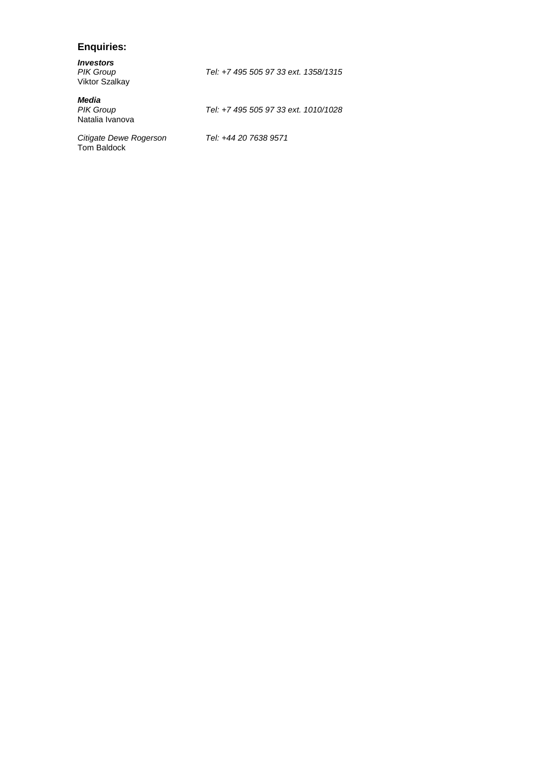## Enquiries:

***Investors***
*PIK Group* — *Tel: +7 495 505 97 33 ext. 1358/1315*
Viktor Szalkay

***Media***
*PIK Group* — *Tel: +7 495 505 97 33 ext. 1010/1028*
Natalia Ivanova

*Citigate Dewe Rogerson* — *Tel: +44 20 7638 9571*
Tom Baldock